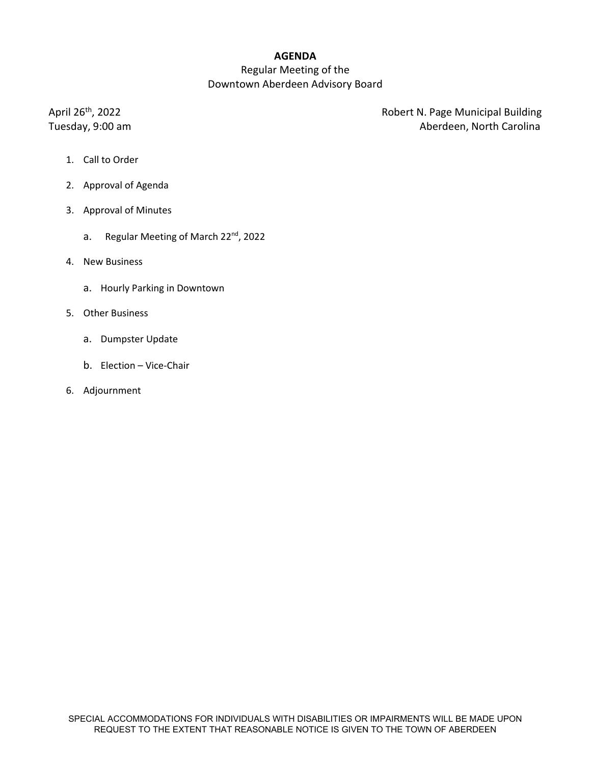**AGENDA**

Regular Meeting of the
Downtown Aberdeen Advisory Board

April 26th, 2022
Tuesday, 9:00 am

Robert N. Page Municipal Building
Aberdeen, North Carolina

1. Call to Order
2. Approval of Agenda
3. Approval of Minutes
   a. Regular Meeting of March 22nd, 2022
4. New Business
   a. Hourly Parking in Downtown
5. Other Business
   a. Dumpster Update
   b. Election – Vice-Chair
6. Adjournment

SPECIAL ACCOMMODATIONS FOR INDIVIDUALS WITH DISABILITIES OR IMPAIRMENTS WILL BE MADE UPON REQUEST TO THE EXTENT THAT REASONABLE NOTICE IS GIVEN TO THE TOWN OF ABERDEEN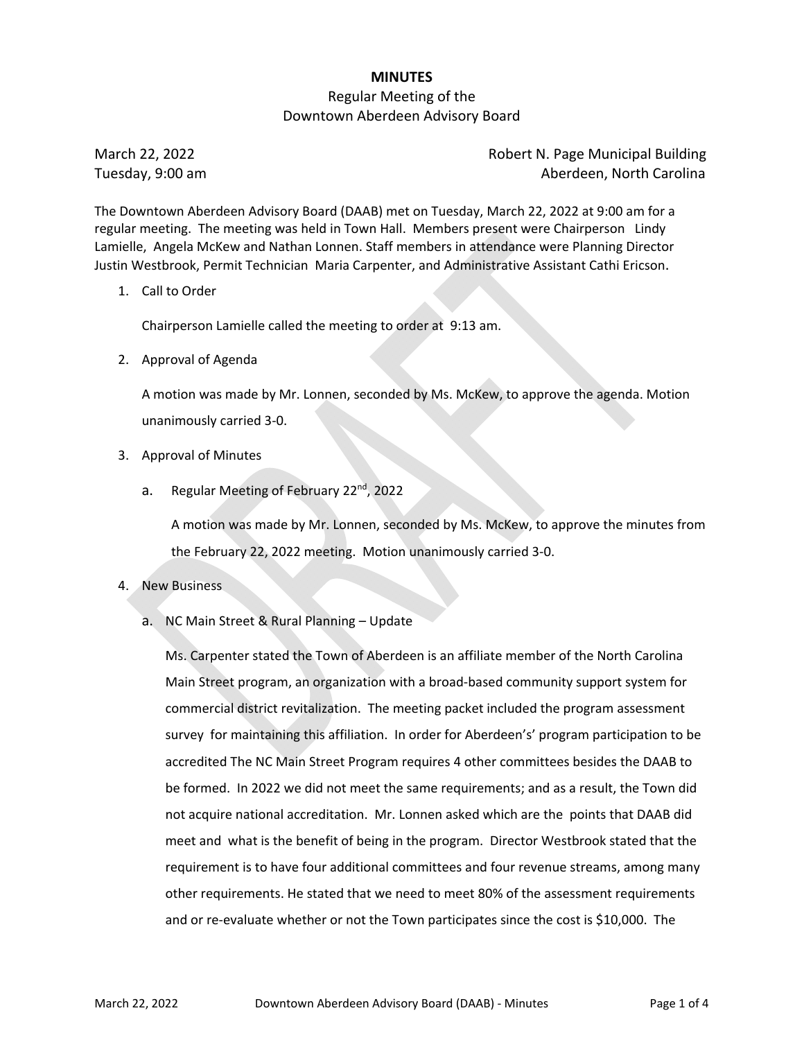**MINUTES**

Regular Meeting of the

Downtown Aberdeen Advisory Board

March 22, 2022
Tuesday, 9:00 am

Robert N. Page Municipal Building
Aberdeen, North Carolina

The Downtown Aberdeen Advisory Board (DAAB) met on Tuesday, March 22, 2022 at 9:00 am for a regular meeting. The meeting was held in Town Hall. Members present were Chairperson Lindy Lamielle, Angela McKew and Nathan Lonnen. Staff members in attendance were Planning Director Justin Westbrook, Permit Technician Maria Carpenter, and Administrative Assistant Cathi Ericson.

1. Call to Order

   Chairperson Lamielle called the meeting to order at 9:13 am.

2. Approval of Agenda

   A motion was made by Mr. Lonnen, seconded by Ms. McKew, to approve the agenda. Motion unanimously carried 3-0.

3. Approval of Minutes

   a. Regular Meeting of February 22nd, 2022

      A motion was made by Mr. Lonnen, seconded by Ms. McKew, to approve the minutes from the February 22, 2022 meeting. Motion unanimously carried 3-0.

4. New Business

   a. NC Main Street & Rural Planning – Update

      Ms. Carpenter stated the Town of Aberdeen is an affiliate member of the North Carolina Main Street program, an organization with a broad-based community support system for commercial district revitalization. The meeting packet included the program assessment survey for maintaining this affiliation. In order for Aberdeen's' program participation to be accredited The NC Main Street Program requires 4 other committees besides the DAAB to be formed. In 2022 we did not meet the same requirements; and as a result, the Town did not acquire national accreditation. Mr. Lonnen asked which are the points that DAAB did meet and what is the benefit of being in the program. Director Westbrook stated that the requirement is to have four additional committees and four revenue streams, among many other requirements. He stated that we need to meet 80% of the assessment requirements and or re-evaluate whether or not the Town participates since the cost is $10,000. The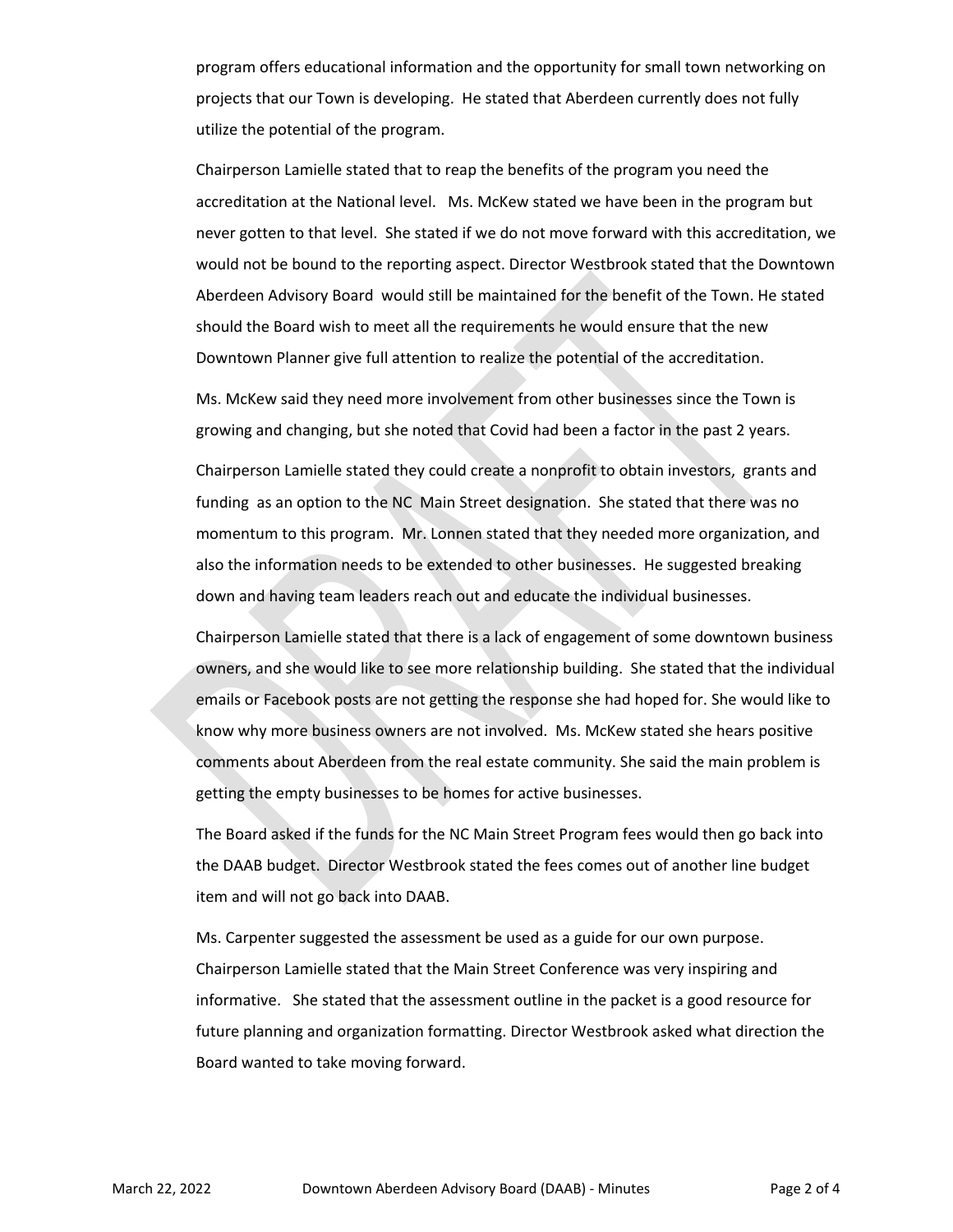program offers educational information and the opportunity for small town networking on projects that our Town is developing. He stated that Aberdeen currently does not fully utilize the potential of the program.

Chairperson Lamielle stated that to reap the benefits of the program you need the accreditation at the National level. Ms. McKew stated we have been in the program but never gotten to that level. She stated if we do not move forward with this accreditation, we would not be bound to the reporting aspect. Director Westbrook stated that the Downtown Aberdeen Advisory Board would still be maintained for the benefit of the Town. He stated should the Board wish to meet all the requirements he would ensure that the new Downtown Planner give full attention to realize the potential of the accreditation.

Ms. McKew said they need more involvement from other businesses since the Town is growing and changing, but she noted that Covid had been a factor in the past 2 years.

Chairperson Lamielle stated they could create a nonprofit to obtain investors, grants and funding as an option to the NC Main Street designation. She stated that there was no momentum to this program. Mr. Lonnen stated that they needed more organization, and also the information needs to be extended to other businesses. He suggested breaking down and having team leaders reach out and educate the individual businesses.

Chairperson Lamielle stated that there is a lack of engagement of some downtown business owners, and she would like to see more relationship building. She stated that the individual emails or Facebook posts are not getting the response she had hoped for. She would like to know why more business owners are not involved. Ms. McKew stated she hears positive comments about Aberdeen from the real estate community. She said the main problem is getting the empty businesses to be homes for active businesses.

The Board asked if the funds for the NC Main Street Program fees would then go back into the DAAB budget. Director Westbrook stated the fees comes out of another line budget item and will not go back into DAAB.

Ms. Carpenter suggested the assessment be used as a guide for our own purpose. Chairperson Lamielle stated that the Main Street Conference was very inspiring and informative. She stated that the assessment outline in the packet is a good resource for future planning and organization formatting. Director Westbrook asked what direction the Board wanted to take moving forward.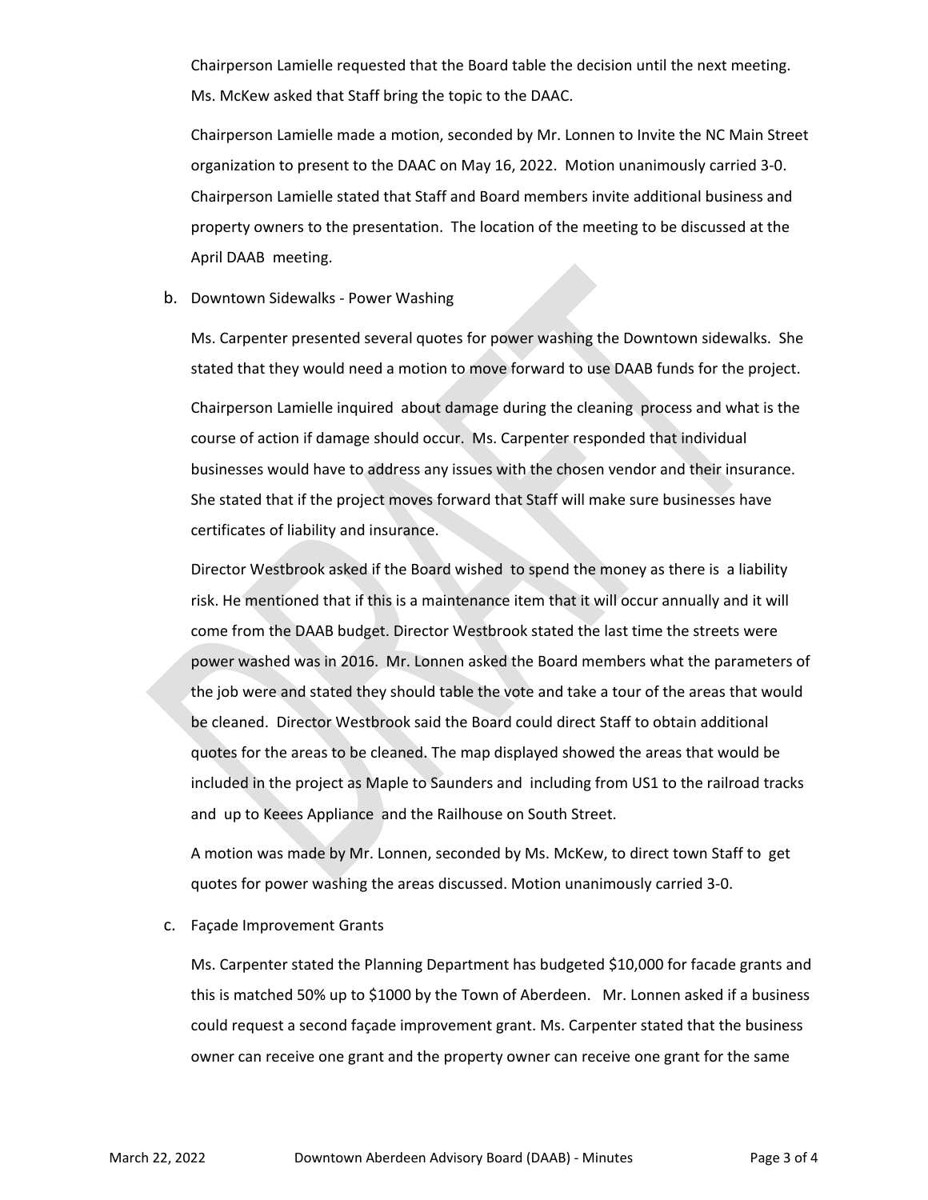Chairperson Lamielle requested that the Board table the decision until the next meeting. Ms. McKew asked that Staff bring the topic to the DAAC.

Chairperson Lamielle made a motion, seconded by Mr. Lonnen to Invite the NC Main Street organization to present to the DAAC on May 16, 2022. Motion unanimously carried 3-0. Chairperson Lamielle stated that Staff and Board members invite additional business and property owners to the presentation. The location of the meeting to be discussed at the April DAAB meeting.

b. Downtown Sidewalks - Power Washing

Ms. Carpenter presented several quotes for power washing the Downtown sidewalks. She stated that they would need a motion to move forward to use DAAB funds for the project.

Chairperson Lamielle inquired about damage during the cleaning process and what is the course of action if damage should occur. Ms. Carpenter responded that individual businesses would have to address any issues with the chosen vendor and their insurance. She stated that if the project moves forward that Staff will make sure businesses have certificates of liability and insurance.

Director Westbrook asked if the Board wished to spend the money as there is a liability risk. He mentioned that if this is a maintenance item that it will occur annually and it will come from the DAAB budget. Director Westbrook stated the last time the streets were power washed was in 2016. Mr. Lonnen asked the Board members what the parameters of the job were and stated they should table the vote and take a tour of the areas that would be cleaned. Director Westbrook said the Board could direct Staff to obtain additional quotes for the areas to be cleaned. The map displayed showed the areas that would be included in the project as Maple to Saunders and including from US1 to the railroad tracks and up to Keees Appliance and the Railhouse on South Street.

A motion was made by Mr. Lonnen, seconded by Ms. McKew, to direct town Staff to get quotes for power washing the areas discussed. Motion unanimously carried 3-0.

c. Façade Improvement Grants

Ms. Carpenter stated the Planning Department has budgeted $10,000 for facade grants and this is matched 50% up to $1000 by the Town of Aberdeen. Mr. Lonnen asked if a business could request a second façade improvement grant. Ms. Carpenter stated that the business owner can receive one grant and the property owner can receive one grant for the same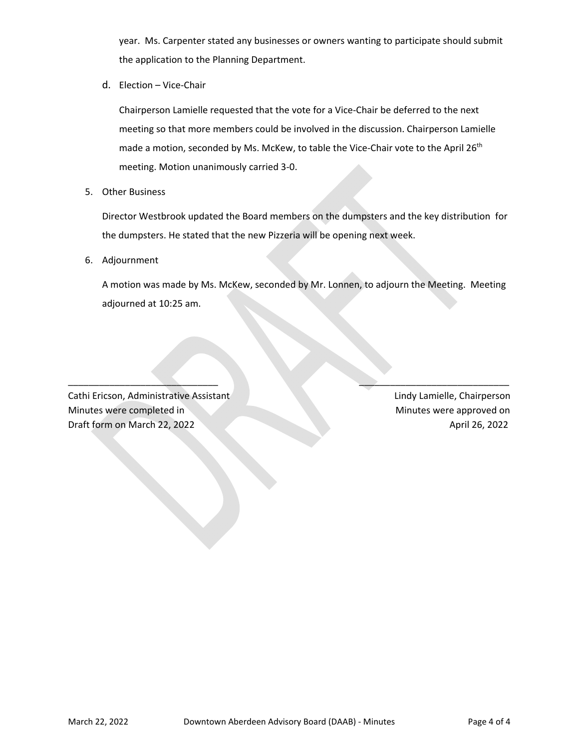year. Ms. Carpenter stated any businesses or owners wanting to participate should submit the application to the Planning Department.

d. Election – Vice-Chair

Chairperson Lamielle requested that the vote for a Vice-Chair be deferred to the next meeting so that more members could be involved in the discussion. Chairperson Lamielle made a motion, seconded by Ms. McKew, to table the Vice-Chair vote to the April 26th meeting. Motion unanimously carried 3-0.

5. Other Business

Director Westbrook updated the Board members on the dumpsters and the key distribution for the dumpsters. He stated that the new Pizzeria will be opening next week.

6. Adjournment

A motion was made by Ms. McKew, seconded by Mr. Lonnen, to adjourn the Meeting. Meeting adjourned at 10:25 am.

\_\_\_\_\_\_\_\_\_\_\_\_\_\_\_\_\_\_\_\_\_\_\_\_\_\_\_\_\_\_
Cathi Ericson, Administrative Assistant
Minutes were completed in
Draft form on March 22, 2022

\_\_\_\_\_\_\_\_\_\_\_\_\_\_\_\_\_\_\_\_\_\_\_\_\_\_\_\_\_\_
Lindy Lamielle, Chairperson
Minutes were approved on
April 26, 2022

DRAFT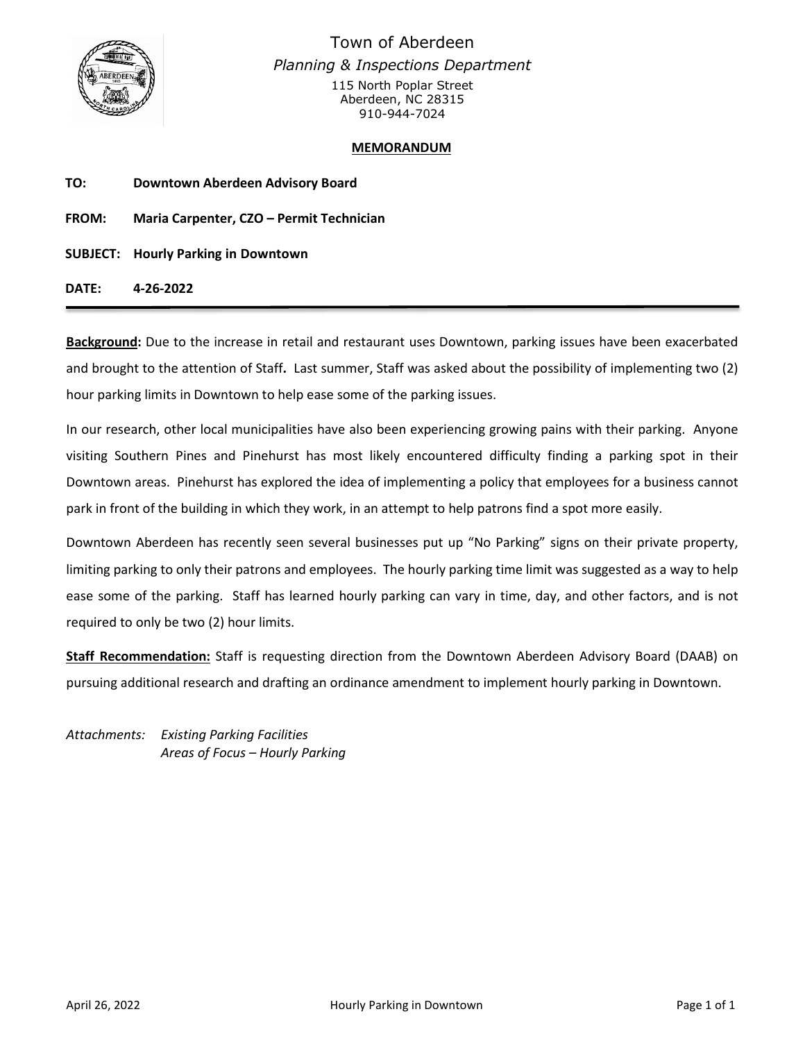Town of Aberdeen

*Planning & Inspections Department*

115 North Poplar Street
Aberdeen, NC 28315
910-944-7024

**MEMORANDUM**

**TO:** **Downtown Aberdeen Advisory Board**

**FROM:** **Maria Carpenter, CZO – Permit Technician**

**SUBJECT:** **Hourly Parking in Downtown**

**DATE:** **4-26-2022**

---

**Background:** Due to the increase in retail and restaurant uses Downtown, parking issues have been exacerbated and brought to the attention of Staff. Last summer, Staff was asked about the possibility of implementing two (2) hour parking limits in Downtown to help ease some of the parking issues.

In our research, other local municipalities have also been experiencing growing pains with their parking. Anyone visiting Southern Pines and Pinehurst has most likely encountered difficulty finding a parking spot in their Downtown areas. Pinehurst has explored the idea of implementing a policy that employees for a business cannot park in front of the building in which they work, in an attempt to help patrons find a spot more easily.

Downtown Aberdeen has recently seen several businesses put up "No Parking" signs on their private property, limiting parking to only their patrons and employees. The hourly parking time limit was suggested as a way to help ease some of the parking. Staff has learned hourly parking can vary in time, day, and other factors, and is not required to only be two (2) hour limits.

**Staff Recommendation:** Staff is requesting direction from the Downtown Aberdeen Advisory Board (DAAB) on pursuing additional research and drafting an ordinance amendment to implement hourly parking in Downtown.

*Attachments:* *Existing Parking Facilities*
*Areas of Focus – Hourly Parking*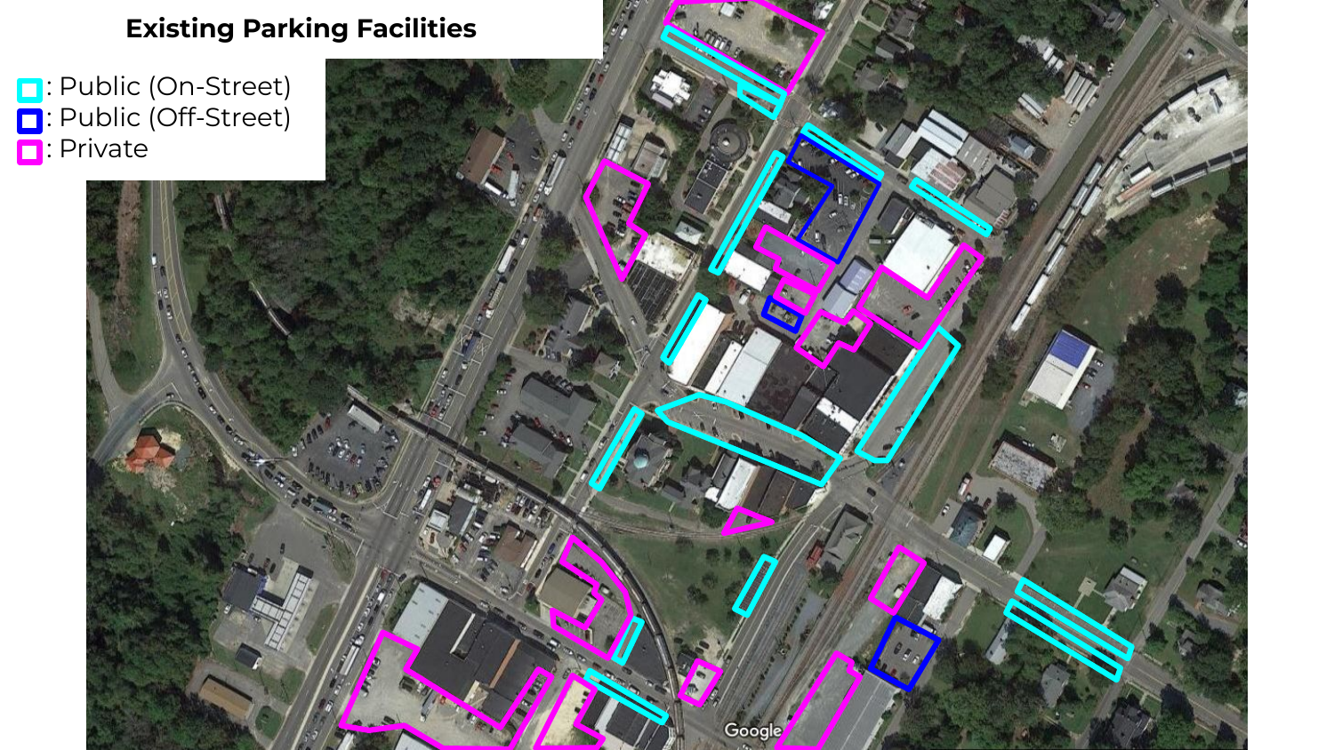# Existing Parking Facilities

- : Public (On-Street)
- : Public (Off-Street)
- : Private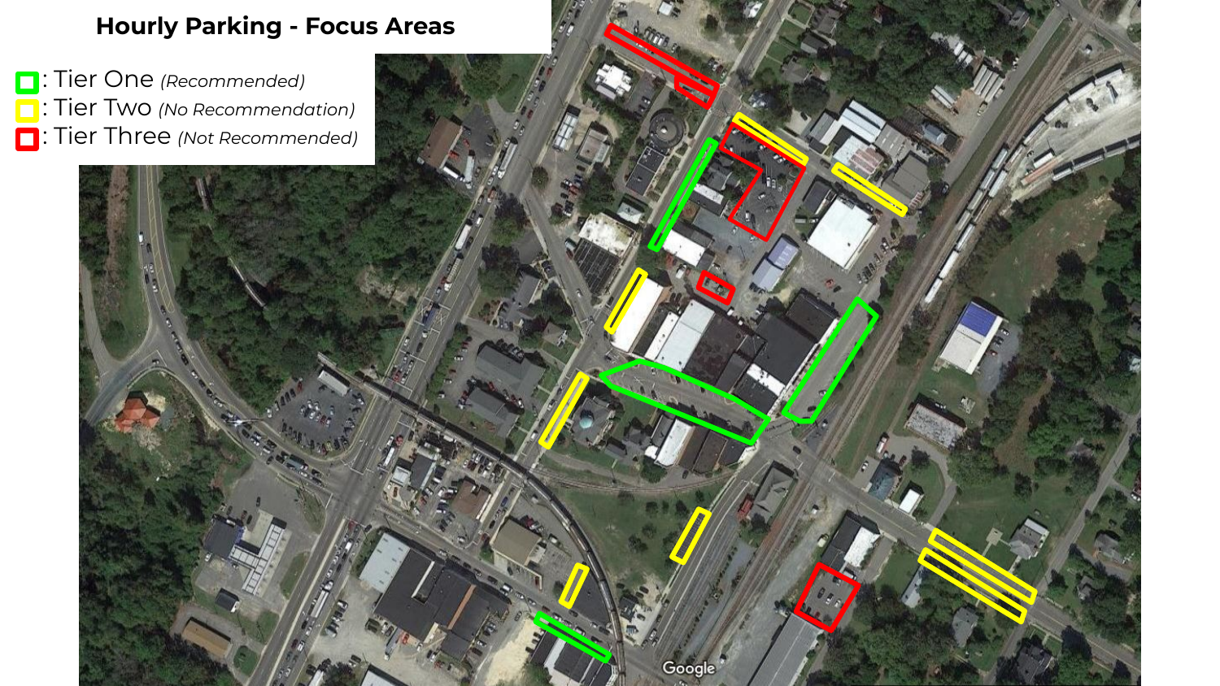# Hourly Parking - Focus Areas

- : Tier One *(Recommended)*
- : Tier Two *(No Recommendation)*
- : Tier Three *(Not Recommended)*